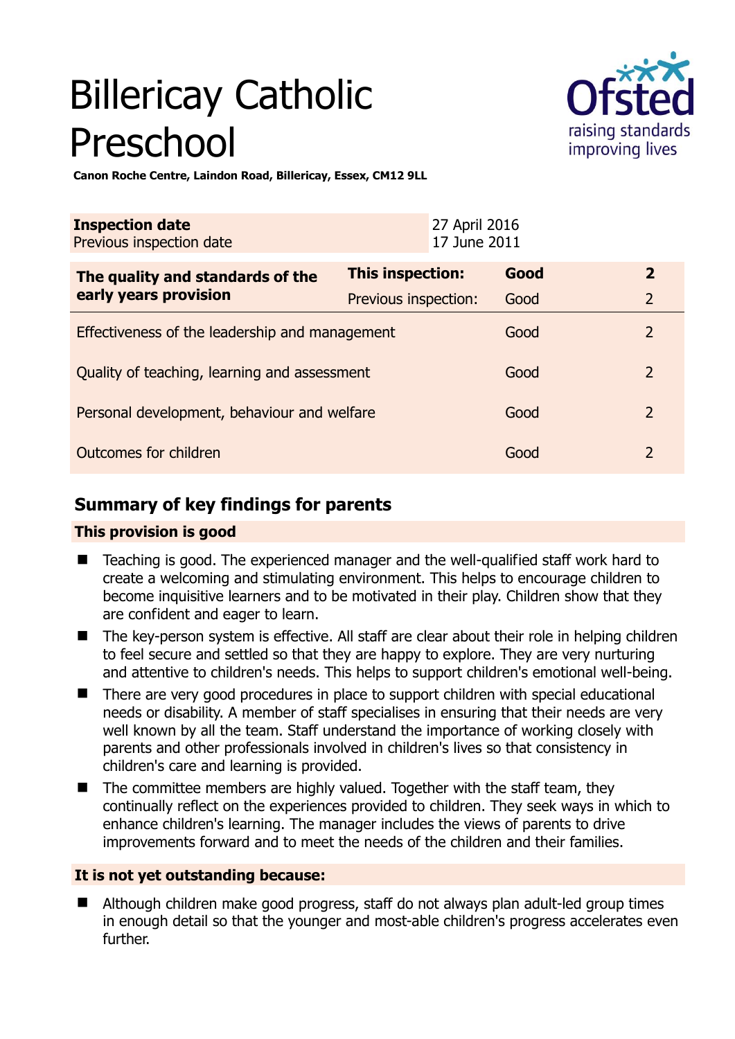# Billericay Catholic Preschool

**Canon Roche Centre, Laindon Road, Billericay, Essex, CM12 9LL**

| **Inspection date** | 27 April 2016 |
|---|---|
| Previous inspection date | 17 June 2011 |

| **The quality and standards of the early years provision** | **This inspection:** | **Good** | **2** |
|---|---|---|---|
| | Previous inspection: | Good | 2 |
| Effectiveness of the leadership and management | | Good | 2 |
| Quality of teaching, learning and assessment | | Good | 2 |
| Personal development, behaviour and welfare | | Good | 2 |
| Outcomes for children | | Good | 2 |

## Summary of key findings for parents

### This provision is good

- Teaching is good. The experienced manager and the well-qualified staff work hard to create a welcoming and stimulating environment. This helps to encourage children to become inquisitive learners and to be motivated in their play. Children show that they are confident and eager to learn.
- The key-person system is effective. All staff are clear about their role in helping children to feel secure and settled so that they are happy to explore. They are very nurturing and attentive to children's needs. This helps to support children's emotional well-being.
- There are very good procedures in place to support children with special educational needs or disability. A member of staff specialises in ensuring that their needs are very well known by all the team. Staff understand the importance of working closely with parents and other professionals involved in children's lives so that consistency in children's care and learning is provided.
- The committee members are highly valued. Together with the staff team, they continually reflect on the experiences provided to children. They seek ways in which to enhance children's learning. The manager includes the views of parents to drive improvements forward and to meet the needs of the children and their families.

### It is not yet outstanding because:

- Although children make good progress, staff do not always plan adult-led group times in enough detail so that the younger and most-able children's progress accelerates even further.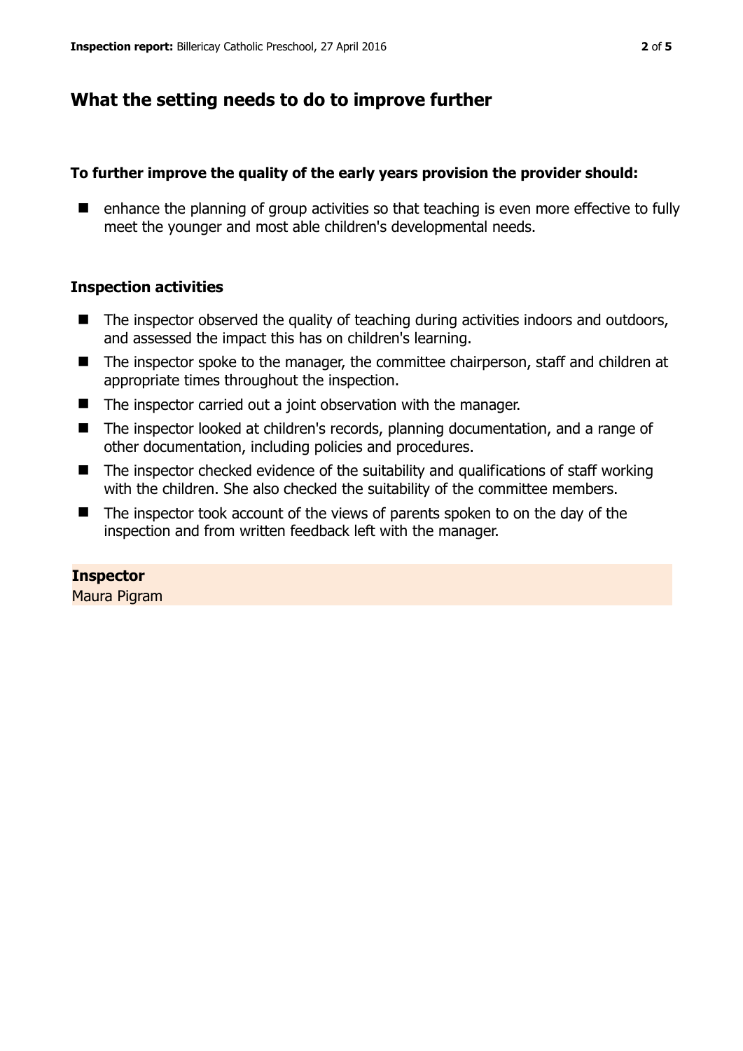## What the setting needs to do to improve further

**To further improve the quality of the early years provision the provider should:**

- enhance the planning of group activities so that teaching is even more effective to fully meet the younger and most able children's developmental needs.

### Inspection activities

- The inspector observed the quality of teaching during activities indoors and outdoors, and assessed the impact this has on children's learning.
- The inspector spoke to the manager, the committee chairperson, staff and children at appropriate times throughout the inspection.
- The inspector carried out a joint observation with the manager.
- The inspector looked at children's records, planning documentation, and a range of other documentation, including policies and procedures.
- The inspector checked evidence of the suitability and qualifications of staff working with the children. She also checked the suitability of the committee members.
- The inspector took account of the views of parents spoken to on the day of the inspection and from written feedback left with the manager.

**Inspector**
Maura Pigram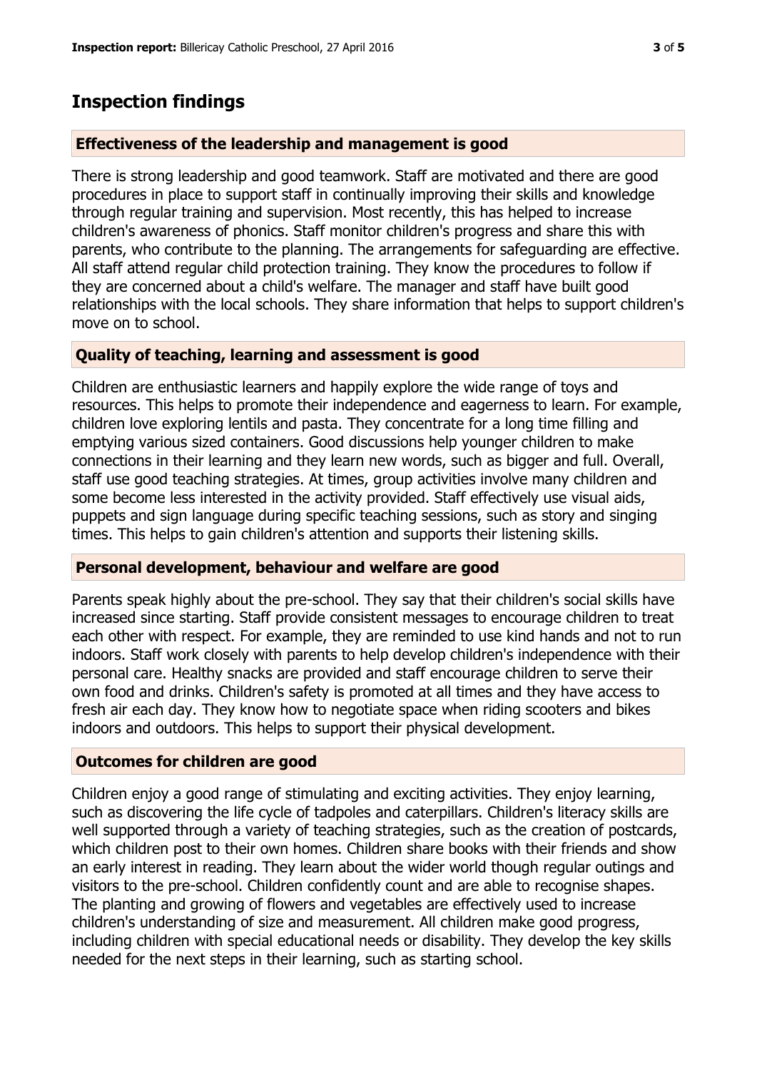## Inspection findings

### Effectiveness of the leadership and management is good

There is strong leadership and good teamwork. Staff are motivated and there are good procedures in place to support staff in continually improving their skills and knowledge through regular training and supervision. Most recently, this has helped to increase children's awareness of phonics. Staff monitor children's progress and share this with parents, who contribute to the planning. The arrangements for safeguarding are effective. All staff attend regular child protection training. They know the procedures to follow if they are concerned about a child's welfare. The manager and staff have built good relationships with the local schools. They share information that helps to support children's move on to school.

### Quality of teaching, learning and assessment is good

Children are enthusiastic learners and happily explore the wide range of toys and resources. This helps to promote their independence and eagerness to learn. For example, children love exploring lentils and pasta. They concentrate for a long time filling and emptying various sized containers. Good discussions help younger children to make connections in their learning and they learn new words, such as bigger and full. Overall, staff use good teaching strategies. At times, group activities involve many children and some become less interested in the activity provided. Staff effectively use visual aids, puppets and sign language during specific teaching sessions, such as story and singing times. This helps to gain children's attention and supports their listening skills.

### Personal development, behaviour and welfare are good

Parents speak highly about the pre-school. They say that their children's social skills have increased since starting. Staff provide consistent messages to encourage children to treat each other with respect. For example, they are reminded to use kind hands and not to run indoors. Staff work closely with parents to help develop children's independence with their personal care. Healthy snacks are provided and staff encourage children to serve their own food and drinks. Children's safety is promoted at all times and they have access to fresh air each day. They know how to negotiate space when riding scooters and bikes indoors and outdoors. This helps to support their physical development.

### Outcomes for children are good

Children enjoy a good range of stimulating and exciting activities. They enjoy learning, such as discovering the life cycle of tadpoles and caterpillars. Children's literacy skills are well supported through a variety of teaching strategies, such as the creation of postcards, which children post to their own homes. Children share books with their friends and show an early interest in reading. They learn about the wider world though regular outings and visitors to the pre-school. Children confidently count and are able to recognise shapes. The planting and growing of flowers and vegetables are effectively used to increase children's understanding of size and measurement. All children make good progress, including children with special educational needs or disability. They develop the key skills needed for the next steps in their learning, such as starting school.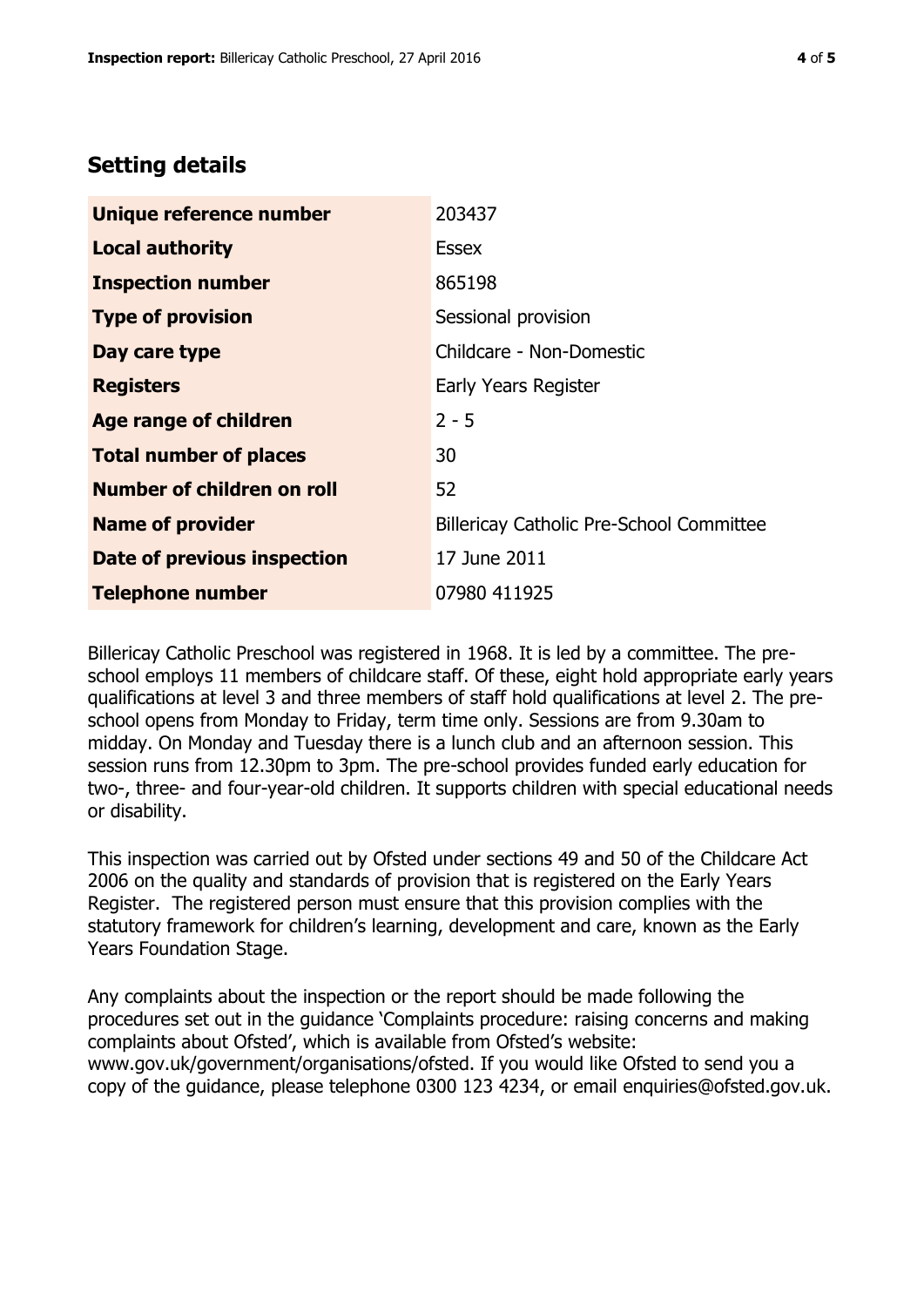## Setting details

| | |
|---|---|
| **Unique reference number** | 203437 |
| **Local authority** | Essex |
| **Inspection number** | 865198 |
| **Type of provision** | Sessional provision |
| **Day care type** | Childcare - Non-Domestic |
| **Registers** | Early Years Register |
| **Age range of children** | 2 - 5 |
| **Total number of places** | 30 |
| **Number of children on roll** | 52 |
| **Name of provider** | Billericay Catholic Pre-School Committee |
| **Date of previous inspection** | 17 June 2011 |
| **Telephone number** | 07980 411925 |

Billericay Catholic Preschool was registered in 1968. It is led by a committee. The pre-school employs 11 members of childcare staff. Of these, eight hold appropriate early years qualifications at level 3 and three members of staff hold qualifications at level 2. The pre-school opens from Monday to Friday, term time only. Sessions are from 9.30am to midday. On Monday and Tuesday there is a lunch club and an afternoon session. This session runs from 12.30pm to 3pm. The pre-school provides funded early education for two-, three- and four-year-old children. It supports children with special educational needs or disability.

This inspection was carried out by Ofsted under sections 49 and 50 of the Childcare Act 2006 on the quality and standards of provision that is registered on the Early Years Register. The registered person must ensure that this provision complies with the statutory framework for children's learning, development and care, known as the Early Years Foundation Stage.

Any complaints about the inspection or the report should be made following the procedures set out in the guidance 'Complaints procedure: raising concerns and making complaints about Ofsted', which is available from Ofsted's website: www.gov.uk/government/organisations/ofsted. If you would like Ofsted to send you a copy of the guidance, please telephone 0300 123 4234, or email enquiries@ofsted.gov.uk.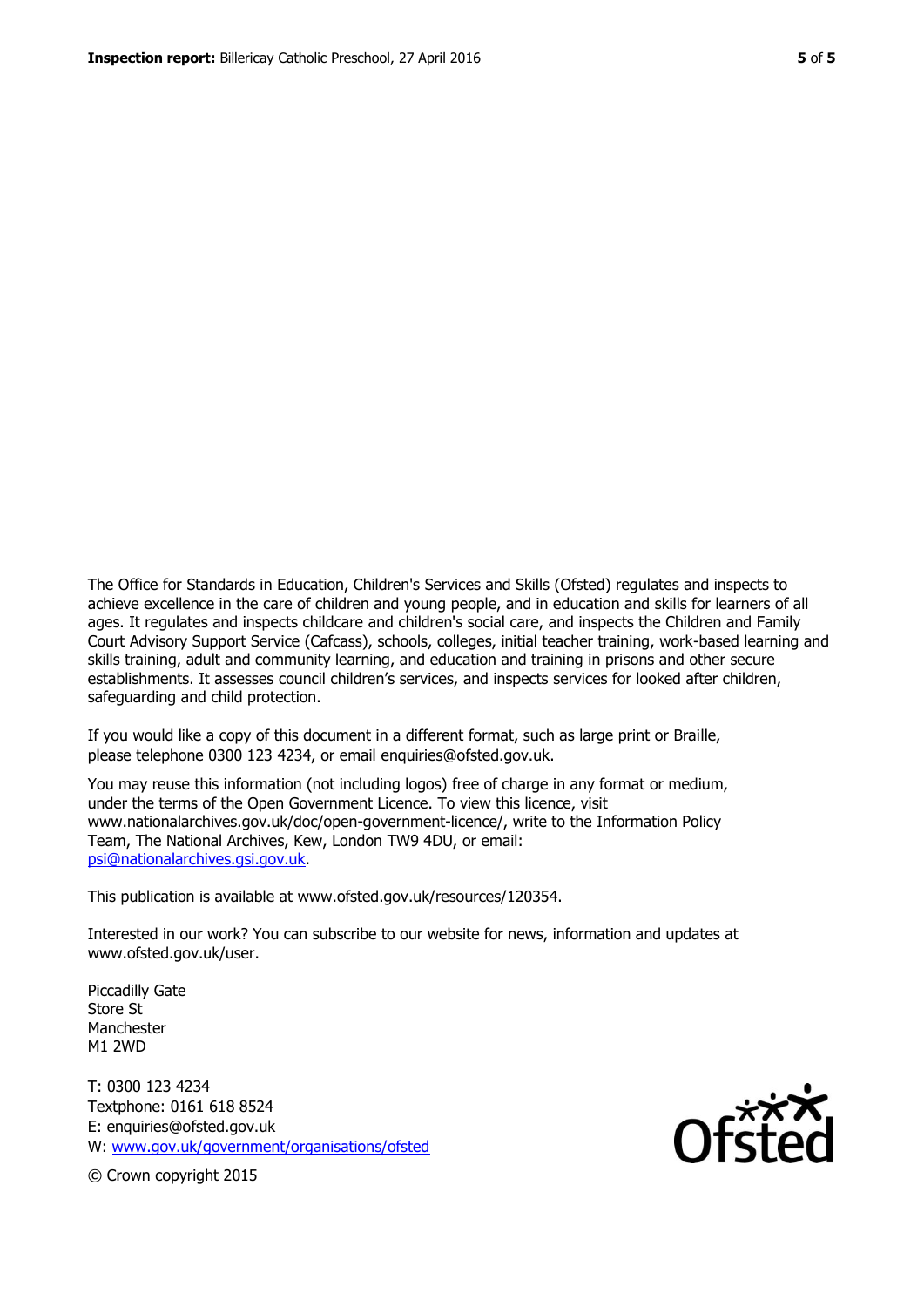The Office for Standards in Education, Children's Services and Skills (Ofsted) regulates and inspects to achieve excellence in the care of children and young people, and in education and skills for learners of all ages. It regulates and inspects childcare and children's social care, and inspects the Children and Family Court Advisory Support Service (Cafcass), schools, colleges, initial teacher training, work-based learning and skills training, adult and community learning, and education and training in prisons and other secure establishments. It assesses council children's services, and inspects services for looked after children, safeguarding and child protection.

If you would like a copy of this document in a different format, such as large print or Braille, please telephone 0300 123 4234, or email enquiries@ofsted.gov.uk.

You may reuse this information (not including logos) free of charge in any format or medium, under the terms of the Open Government Licence. To view this licence, visit www.nationalarchives.gov.uk/doc/open-government-licence/, write to the Information Policy Team, The National Archives, Kew, London TW9 4DU, or email: psi@nationalarchives.gsi.gov.uk.

This publication is available at www.ofsted.gov.uk/resources/120354.

Interested in our work? You can subscribe to our website for news, information and updates at www.ofsted.gov.uk/user.

Piccadilly Gate
Store St
Manchester
M1 2WD

T: 0300 123 4234
Textphone: 0161 618 8524
E: enquiries@ofsted.gov.uk
W: www.gov.uk/government/organisations/ofsted

© Crown copyright 2015